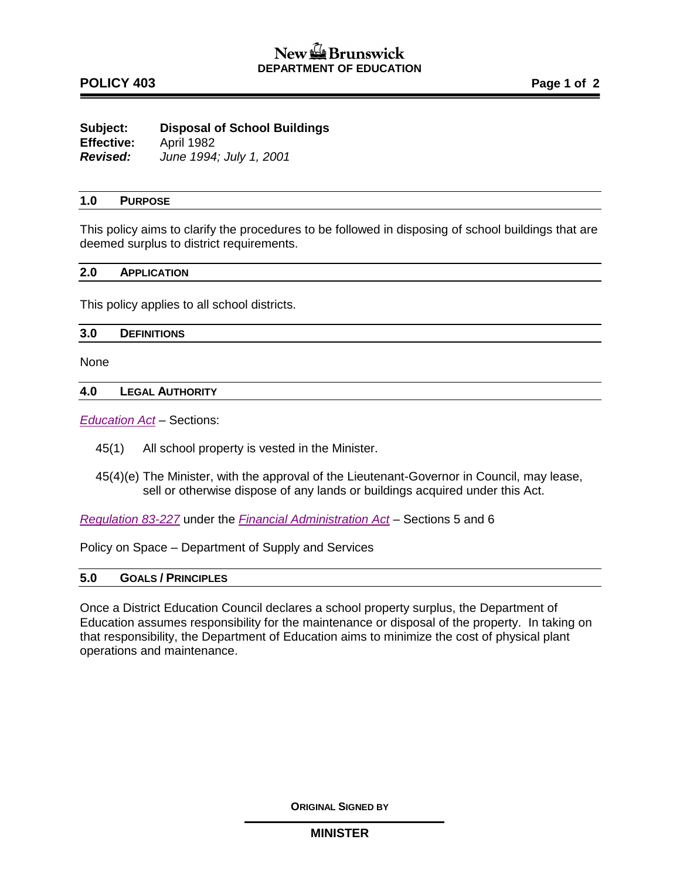New Brunswick
**DEPARTMENT OF EDUCATION**

**POLICY 403**

**Subject:** **Disposal of School Buildings**
**Effective:** April 1982
***Revised:*** *June 1994; July 1, 2001*

## 1.0 PURPOSE

This policy aims to clarify the procedures to be followed in disposing of school buildings that are deemed surplus to district requirements.

## 2.0 APPLICATION

This policy applies to all school districts.

## 3.0 DEFINITIONS

None

## 4.0 LEGAL AUTHORITY

*Education Act* – Sections:

45(1) All school property is vested in the Minister.

45(4)(e) The Minister, with the approval of the Lieutenant-Governor in Council, may lease, sell or otherwise dispose of any lands or buildings acquired under this Act.

*Regulation 83-227* under the *Financial Administration Act* – Sections 5 and 6

Policy on Space – Department of Supply and Services

## 5.0 GOALS / PRINCIPLES

Once a District Education Council declares a school property surplus, the Department of Education assumes responsibility for the maintenance or disposal of the property. In taking on that responsibility, the Department of Education aims to minimize the cost of physical plant operations and maintenance.

**ORIGINAL SIGNED BY**

**MINISTER**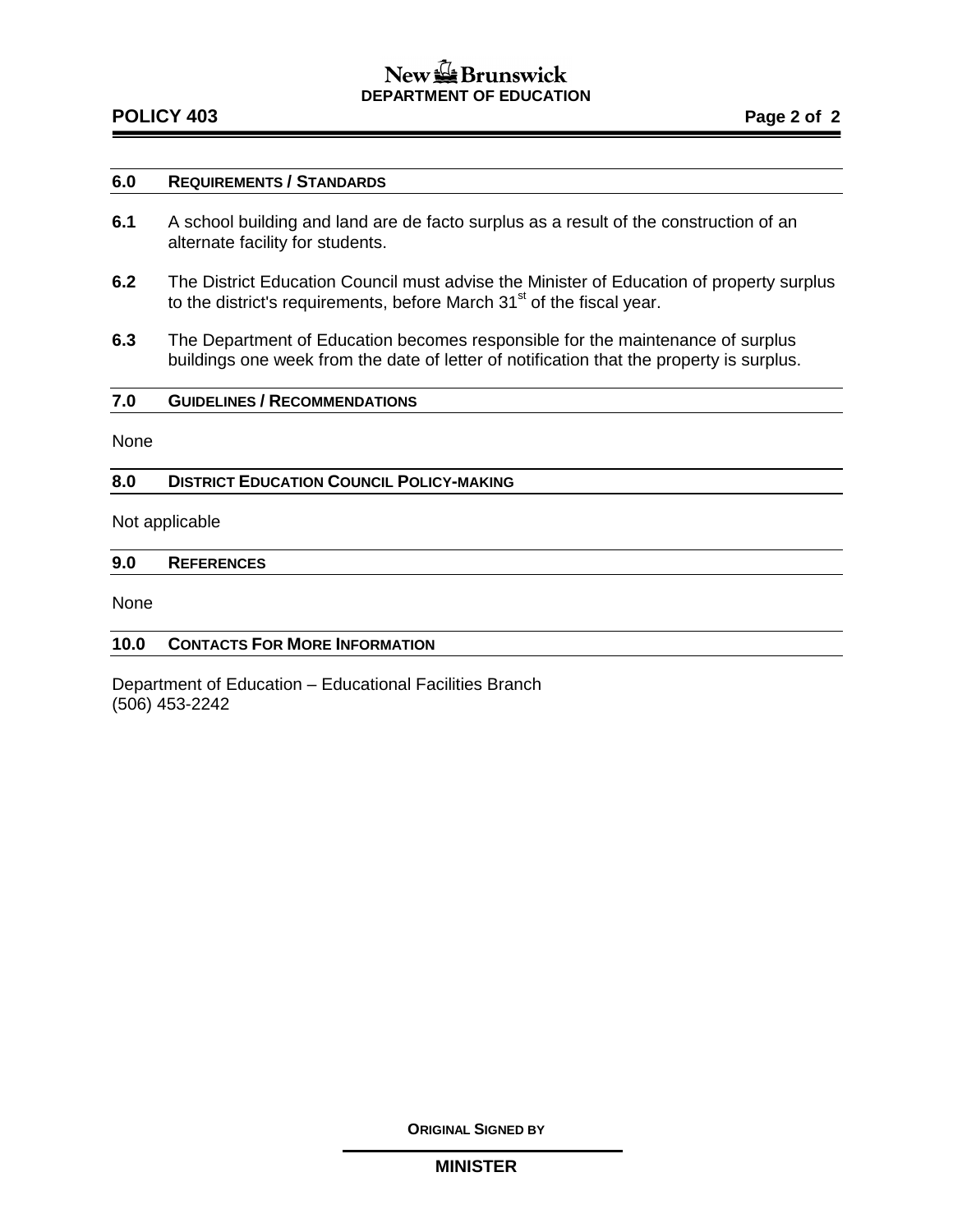## 6.0 REQUIREMENTS / STANDARDS

**6.1** A school building and land are de facto surplus as a result of the construction of an alternate facility for students.

**6.2** The District Education Council must advise the Minister of Education of property surplus to the district's requirements, before March 31st of the fiscal year.

**6.3** The Department of Education becomes responsible for the maintenance of surplus buildings one week from the date of letter of notification that the property is surplus.

## 7.0 GUIDELINES / RECOMMENDATIONS

None

## 8.0 DISTRICT EDUCATION COUNCIL POLICY-MAKING

Not applicable

## 9.0 REFERENCES

None

## 10.0 CONTACTS FOR MORE INFORMATION

Department of Education – Educational Facilities Branch
(506) 453-2242

**ORIGINAL SIGNED BY**

**MINISTER**